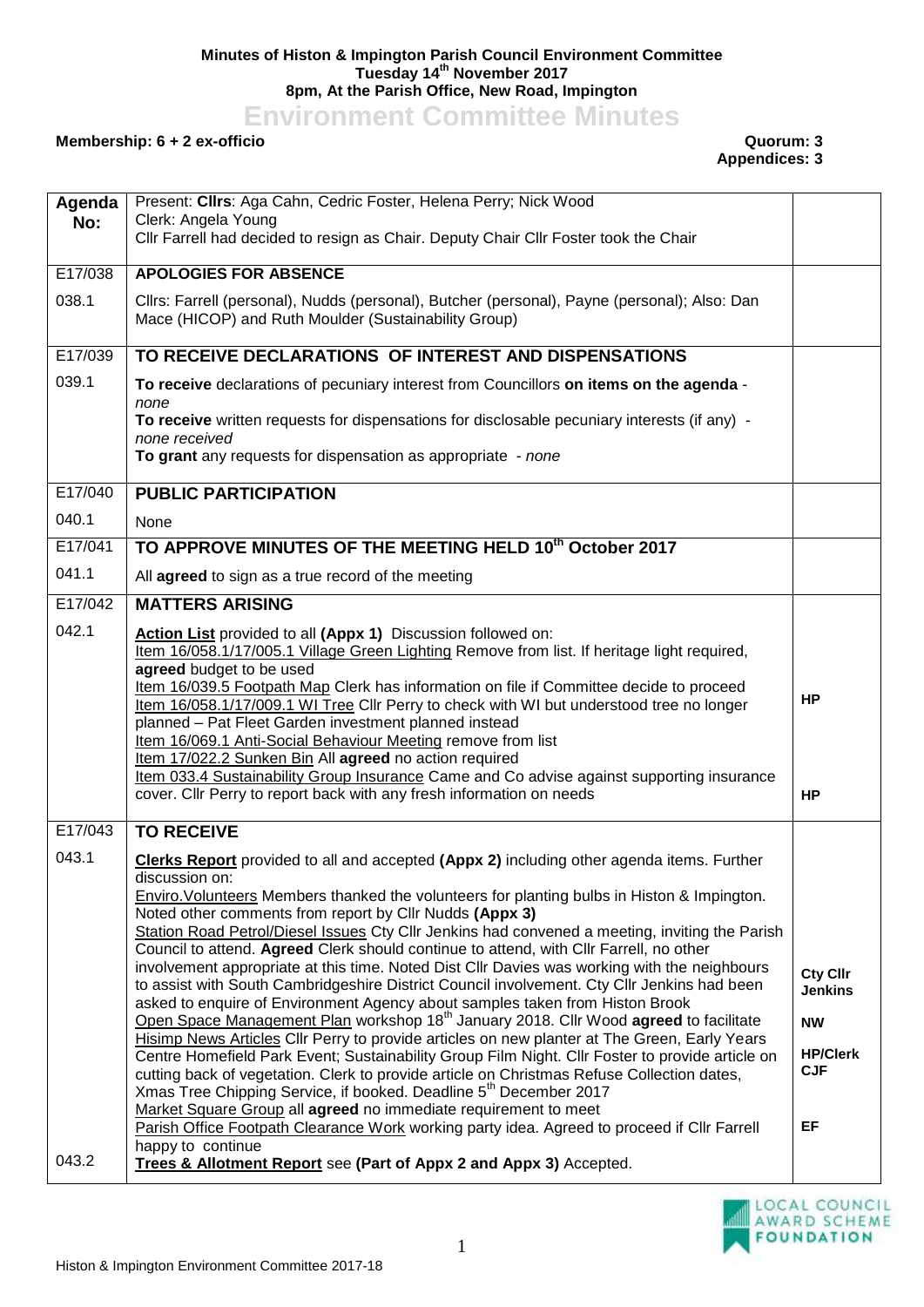**Minutes of Histon & Impington Parish Council Environment Committee**
**Tuesday 14th November 2017**
**8pm, At the Parish Office, New Road, Impington**

# Environment Committee Minutes

**Membership: 6 + 2 ex-officio** **Quorum: 3**
**Appendices: 3**

| Agenda No: | Present: **Cllrs**: Aga Cahn, Cedric Foster, Helena Perry; Nick Wood<br>Clerk: Angela Young<br>Cllr Farrell had decided to resign as Chair. Deputy Chair Cllr Foster took the Chair | |
|---|---|---|
| E17/038 | **APOLOGIES FOR ABSENCE** | |
| 038.1 | Cllrs: Farrell (personal), Nudds (personal), Butcher (personal), Payne (personal); Also: Dan Mace (HICOP) and Ruth Moulder (Sustainability Group) | |
| E17/039 | **TO RECEIVE DECLARATIONS OF INTEREST AND DISPENSATIONS** | |
| 039.1 | **To receive** declarations of pecuniary interest from Councillors **on items on the agenda** - *none*<br>**To receive** written requests for dispensations for disclosable pecuniary interests (if any) - *none received*<br>**To grant** any requests for dispensation as appropriate - *none* | |
| E17/040 | **PUBLIC PARTICIPATION** | |
| 040.1 | None | |
| E17/041 | **TO APPROVE MINUTES OF THE MEETING HELD 10th October 2017** | |
| 041.1 | All **agreed** to sign as a true record of the meeting | |
| E17/042 | **MATTERS ARISING** | |
| 042.1 | **Action List** provided to all **(Appx 1)** Discussion followed on:<br>Item 16/058.1/17/005.1 Village Green Lighting Remove from list. If heritage light required, **agreed** budget to be used<br>Item 16/039.5 Footpath Map Clerk has information on file if Committee decide to proceed<br>Item 16/058.1/17/009.1 WI Tree Cllr Perry to check with WI but understood tree no longer planned – Pat Fleet Garden investment planned instead<br>Item 16/069.1 Anti-Social Behaviour Meeting remove from list<br>Item 17/022.2 Sunken Bin All **agreed** no action required<br>Item 033.4 Sustainability Group Insurance Came and Co advise against supporting insurance cover. Cllr Perry to report back with any fresh information on needs | **HP**<br><br>**HP** |
| E17/043 | **TO RECEIVE** | |
| 043.1 | **Clerks Report** provided to all and accepted **(Appx 2)** including other agenda items. Further discussion on:<br>Enviro.Volunteers Members thanked the volunteers for planting bulbs in Histon & Impington. Noted other comments from report by Cllr Nudds **(Appx 3)**<br>Station Road Petrol/Diesel Issues Cty Cllr Jenkins had convened a meeting, inviting the Parish Council to attend. **Agreed** Clerk should continue to attend, with Cllr Farrell, no other involvement appropriate at this time. Noted Dist Cllr Davies was working with the neighbours to assist with South Cambridgeshire District Council involvement. Cty Cllr Jenkins had been asked to enquire of Environment Agency about samples taken from Histon Brook<br>Open Space Management Plan workshop 18th January 2018. Cllr Wood **agreed** to facilitate<br>Hisimp News Articles Cllr Perry to provide articles on new planter at The Green, Early Years Centre Homefield Park Event; Sustainability Group Film Night. Cllr Foster to provide article on cutting back of vegetation. Clerk to provide article on Christmas Refuse Collection dates, Xmas Tree Chipping Service, if booked. Deadline 5th December 2017<br>Market Square Group all **agreed** no immediate requirement to meet<br>Parish Office Footpath Clearance Work working party idea. Agreed to proceed if Cllr Farrell happy to continue | **Cty Cllr Jenkins**<br>**NW**<br>**HP/Clerk**<br>**CJF**<br><br>**EF** |
| 043.2 | **Trees & Allotment Report** see **(Part of Appx 2 and Appx 3)** Accepted. | |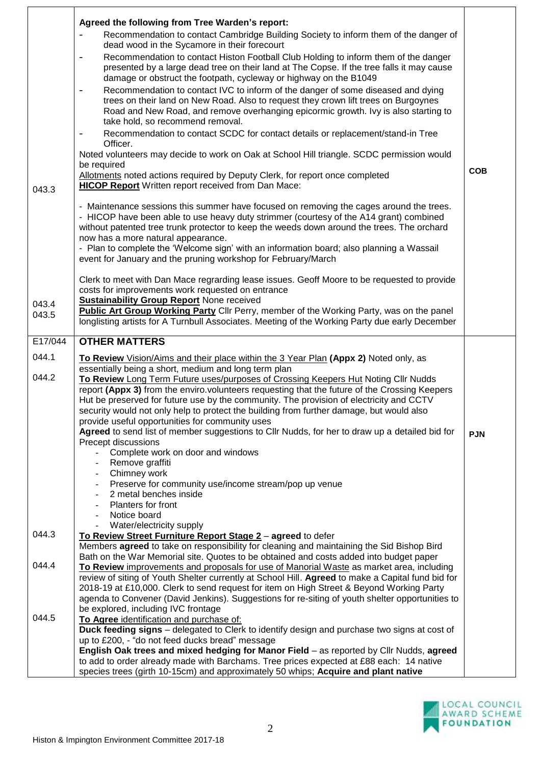| | | |
|---|---|---|
| 043.3 | **Agreed the following from Tree Warden's report:**<br>- Recommendation to contact Cambridge Building Society to inform them of the danger of dead wood in the Sycamore in their forecourt<br>- Recommendation to contact Histon Football Club Holding to inform them of the danger presented by a large dead tree on their land at The Copse. If the tree falls it may cause damage or obstruct the footpath, cycleway or highway on the B1049<br>- Recommendation to contact IVC to inform of the danger of some diseased and dying trees on their land on New Road. Also to request they crown lift trees on Burgoynes Road and New Road, and remove overhanging epicormic growth. Ivy is also starting to take hold, so recommend removal.<br>- Recommendation to contact SCDC for contact details or replacement/stand-in Tree Officer.<br>Noted volunteers may decide to work on Oak at School Hill triangle. SCDC permission would be required<br>Allotments noted actions required by Deputy Clerk, for report once completed<br>**HICOP Report** Written report received from Dan Mace:<br><br>- Maintenance sessions this summer have focused on removing the cages around the trees.<br>- HICOP have been able to use heavy duty strimmer (courtesy of the A14 grant) combined without patented tree trunk protector to keep the weeds down around the trees. The orchard now has a more natural appearance.<br>- Plan to complete the 'Welcome sign' with an information board; also planning a Wassail event for January and the pruning workshop for February/March<br><br>Clerk to meet with Dan Mace regrarding lease issues. Geoff Moore to be requested to provide costs for improvements work requested on entrance | COB |
| 043.4 | **Sustainability Group Report** None received | |
| 043.5 | **Public Art Group Working Party** Cllr Perry, member of the Working Party, was on the panel longlisting artists for A Turnbull Associates. Meeting of the Working Party due early December | |
| E17/044 | **OTHER MATTERS** | |
| 044.1 | **To Review** Vision/Aims and their place within the 3 Year Plan **(Appx 2)** Noted only, as essentially being a short, medium and long term plan | |
| 044.2 | **To Review** Long Term Future uses/purposes of Crossing Keepers Hut Noting Cllr Nudds report **(Appx 3)** from the enviro.volunteers requesting that the future of the Crossing Keepers Hut be preserved for future use by the community. The provision of electricity and CCTV security would not only help to protect the building from further damage, but would also provide useful opportunities for community uses<br>**Agreed** to send list of member suggestions to Cllr Nudds, for her to draw up a detailed bid for Precept discussions<br>- Complete work on door and windows<br>- Remove graffiti<br>- Chimney work<br>- Preserve for community use/income stream/pop up venue<br>- 2 metal benches inside<br>- Planters for front<br>- Notice board<br>- Water/electricity supply | PJN |
| 044.3 | **To Review Street Furniture Report Stage 2** – **agreed** to defer<br>Members **agreed** to take on responsibility for cleaning and maintaining the Sid Bishop Bird Bath on the War Memorial site. Quotes to be obtained and costs added into budget paper | |
| 044.4 | **To Review** improvements and proposals for use of Manorial Waste as market area, including review of siting of Youth Shelter currently at School Hill. **Agreed** to make a Capital fund bid for 2018-19 at £10,000. Clerk to send request for item on High Street & Beyond Working Party agenda to Convener (David Jenkins). Suggestions for re-siting of youth shelter opportunities to be explored, including IVC frontage | |
| 044.5 | **To Agree** identification and purchase of:<br>**Duck feeding signs** – delegated to Clerk to identify design and purchase two signs at cost of up to £200, - "do not feed ducks bread" message<br>**English Oak trees and mixed hedging for Manor Field** – as reported by Cllr Nudds, **agreed** to add to order already made with Barchams. Tree prices expected at £88 each: 14 native species trees (girth 10-15cm) and approximately 50 whips; **Acquire and plant native** | |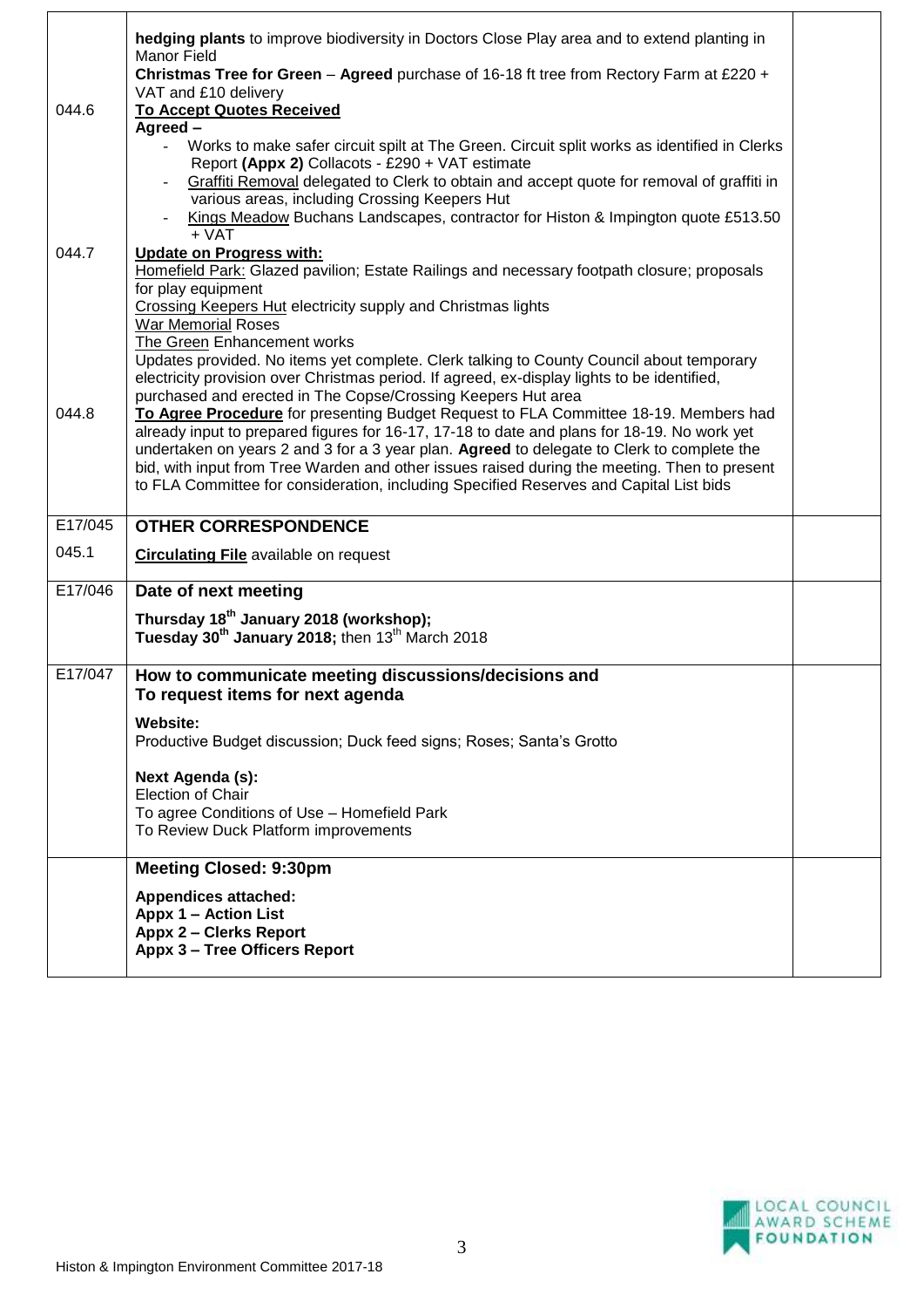| | | |
|---|---|---|
| | **hedging plants** to improve biodiversity in Doctors Close Play area and to extend planting in Manor Field<br>**Christmas Tree for Green** – **Agreed** purchase of 16-18 ft tree from Rectory Farm at £220 + VAT and £10 delivery | |
| 044.6 | **To Accept Quotes Received**<br>**Agreed –**<br>- Works to make safer circuit spilt at The Green. Circuit split works as identified in Clerks Report **(Appx 2)** Collacots - £290 + VAT estimate<br>- Graffiti Removal delegated to Clerk to obtain and accept quote for removal of graffiti in various areas, including Crossing Keepers Hut<br>- Kings Meadow Buchans Landscapes, contractor for Histon & Impington quote £513.50 + VAT | |
| 044.7 | **Update on Progress with:**<br>Homefield Park: Glazed pavilion; Estate Railings and necessary footpath closure; proposals for play equipment<br>Crossing Keepers Hut electricity supply and Christmas lights<br>War Memorial Roses<br>The Green Enhancement works<br>Updates provided. No items yet complete. Clerk talking to County Council about temporary electricity provision over Christmas period. If agreed, ex-display lights to be identified, purchased and erected in The Copse/Crossing Keepers Hut area | |
| 044.8 | **To Agree Procedure** for presenting Budget Request to FLA Committee 18-19. Members had already input to prepared figures for 16-17, 17-18 to date and plans for 18-19. No work yet undertaken on years 2 and 3 for a 3 year plan. **Agreed** to delegate to Clerk to complete the bid, with input from Tree Warden and other issues raised during the meeting. Then to present to FLA Committee for consideration, including Specified Reserves and Capital List bids | |
| E17/045 | **OTHER CORRESPONDENCE** | |
| 045.1 | **Circulating File** available on request | |
| E17/046 | **Date of next meeting**<br>**Thursday 18th January 2018 (workshop);**<br>**Tuesday 30th January 2018;** then 13th March 2018 | |
| E17/047 | **How to communicate meeting discussions/decisions and To request items for next agenda**<br>**Website:**<br>Productive Budget discussion; Duck feed signs; Roses; Santa's Grotto<br>**Next Agenda (s):**<br>Election of Chair<br>To agree Conditions of Use – Homefield Park<br>To Review Duck Platform improvements | |
| | **Meeting Closed: 9:30pm**<br>**Appendices attached:**<br>**Appx 1 – Action List**<br>**Appx 2 – Clerks Report**<br>**Appx 3 – Tree Officers Report** | |